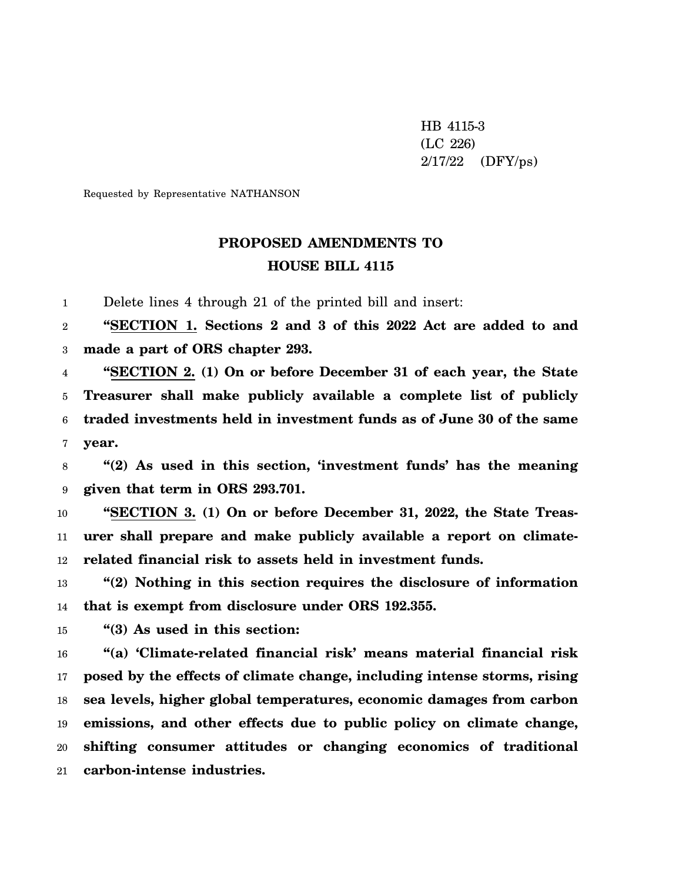HB 4115-3
(LC 226)
2/17/22 (DFY/ps)

Requested by Representative NATHANSON

## PROPOSED AMENDMENTS TO HOUSE BILL 4115

Delete lines 4 through 21 of the printed bill and insert:

"**SECTION 1. Sections 2 and 3 of this 2022 Act are added to and made a part of ORS chapter 293.**

"**SECTION 2. (1) On or before December 31 of each year, the State Treasurer shall make publicly available a complete list of publicly traded investments held in investment funds as of June 30 of the same year.**

**"(2) As used in this section, 'investment funds' has the meaning given that term in ORS 293.701.**

"**SECTION 3. (1) On or before December 31, 2022, the State Treasurer shall prepare and make publicly available a report on climate-related financial risk to assets held in investment funds.**

**"(2) Nothing in this section requires the disclosure of information that is exempt from disclosure under ORS 192.355.**

**"(3) As used in this section:**

**"(a) 'Climate-related financial risk' means material financial risk posed by the effects of climate change, including intense storms, rising sea levels, higher global temperatures, economic damages from carbon emissions, and other effects due to public policy on climate change, shifting consumer attitudes or changing economics of traditional carbon-intense industries.**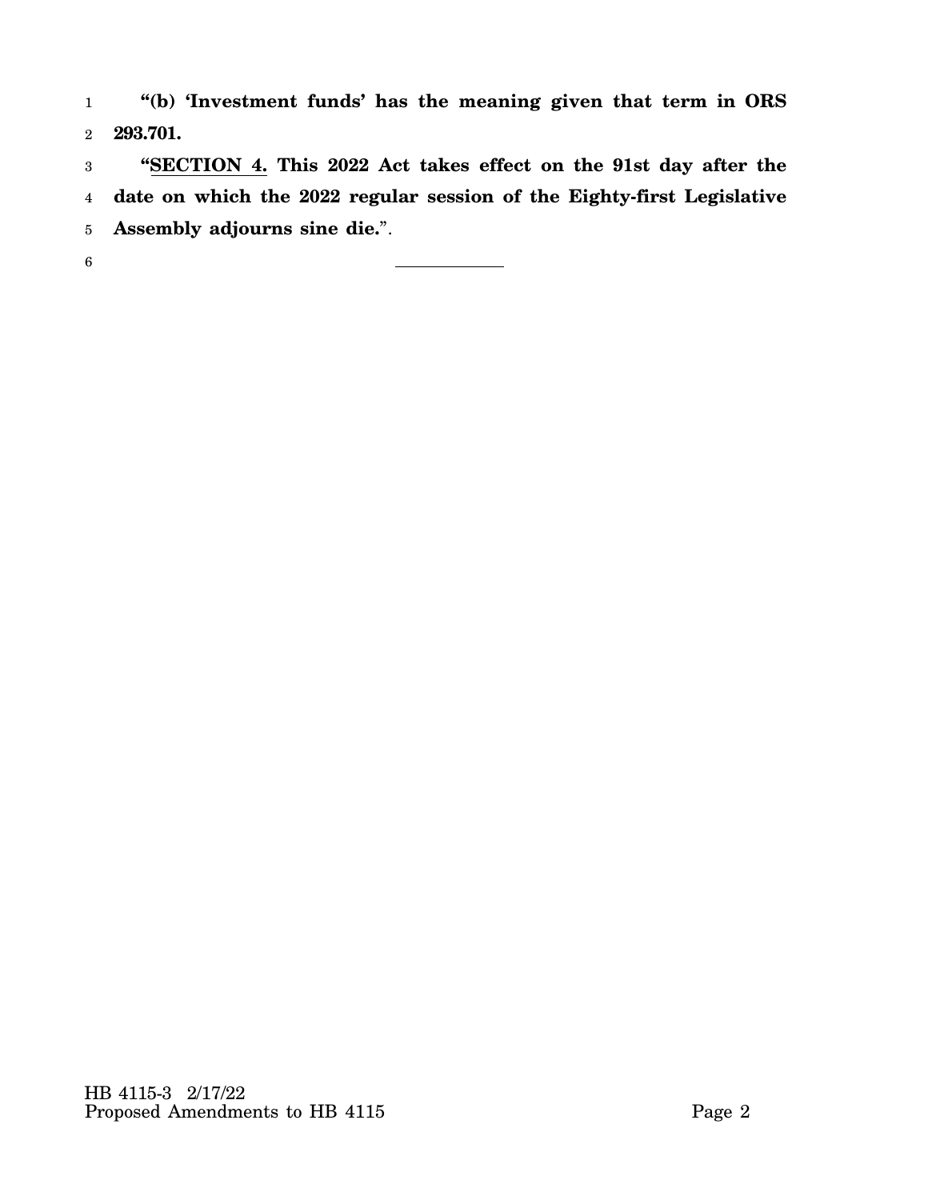**“(b) ‘Investment funds’ has the meaning given that term in ORS 293.701.**

**“SECTION 4. This 2022 Act takes effect on the 91st day after the date on which the 2022 regular session of the Eighty-first Legislative Assembly adjourns sine die.”.**

---

HB 4115-3 2/17/22
Proposed Amendments to HB 4115